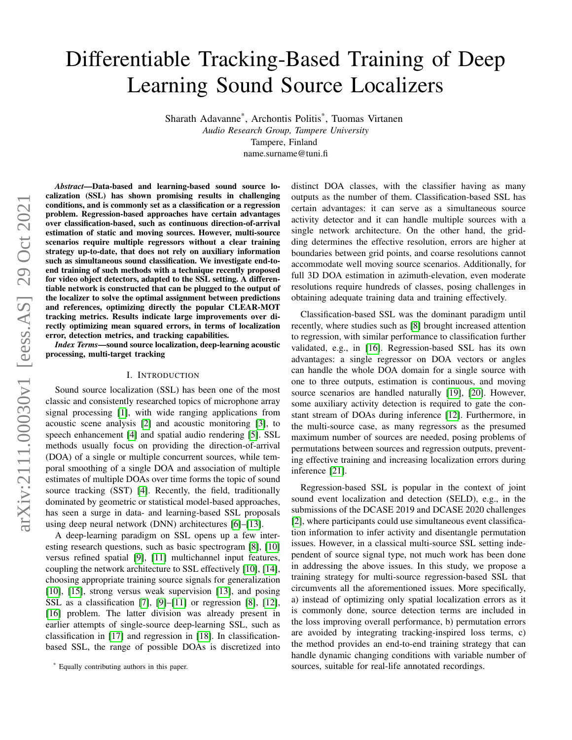# Differentiable Tracking-Based Training of Deep Learning Sound Source Localizers

Sharath Adavanne*, Archontis Politis*, Tuomas Virtanen
*Audio Research Group, Tampere University*
Tampere, Finland
name.surname@tuni.fi

***Abstract*—Data-based and learning-based sound source localization (SSL) has shown promising results in challenging conditions, and is commonly set as a classification or a regression problem. Regression-based approaches have certain advantages over classification-based, such as continuous direction-of-arrival estimation of static and moving sources. However, multi-source scenarios require multiple regressors without a clear training strategy up-to-date, that does not rely on auxiliary information such as simultaneous sound classification. We investigate end-to-end training of such methods with a technique recently proposed for video object detectors, adapted to the SSL setting. A differentiable network is constructed that can be plugged to the output of the localizer to solve the optimal assignment between predictions and references, optimizing directly the popular CLEAR-MOT tracking metrics. Results indicate large improvements over directly optimizing mean squared errors, in terms of localization error, detection metrics, and tracking capabilities.**

***Index Terms*—sound source localization, deep-learning acoustic processing, multi-target tracking**

## I. Introduction

Sound source localization (SSL) has been one of the most classic and consistently researched topics of microphone array signal processing [1], with wide ranging applications from acoustic scene analysis [2] and acoustic monitoring [3], to speech enhancement [4] and spatial audio rendering [5]. SSL methods usually focus on providing the direction-of-arrival (DOA) of a single or multiple concurrent sources, while temporal smoothing of a single DOA and association of multiple estimates of multiple DOAs over time forms the topic of sound source tracking (SST) [4]. Recently, the field, traditionally dominated by geometric or statistical model-based approaches, has seen a surge in data- and learning-based SSL proposals using deep neural network (DNN) architectures [6]–[13].

A deep-learning paradigm on SSL opens up a few interesting research questions, such as basic spectrogram [8], [10] versus refined spatial [9], [11] multichannel input features, coupling the network architecture to SSL effectively [10], [14], choosing appropriate training source signals for generalization [10], [15], strong versus weak supervision [13], and posing SSL as a classification [7], [9]–[11] or regression [8], [12], [16] problem. The latter division was already present in earlier attempts of single-source deep-learning SSL, such as classification in [17] and regression in [18]. In classification-based SSL, the range of possible DOAs is discretized into distinct DOA classes, with the classifier having as many outputs as the number of them. Classification-based SSL has certain advantages: it can serve as a simultaneous source activity detector and it can handle multiple sources with a single network architecture. On the other hand, the gridding determines the effective resolution, errors are higher at boundaries between grid points, and coarse resolutions cannot accommodate well moving source scenarios. Additionally, for full 3D DOA estimation in azimuth-elevation, even moderate resolutions require hundreds of classes, posing challenges in obtaining adequate training data and training effectively.

Classification-based SSL was the dominant paradigm until recently, where studies such as [8] brought increased attention to regression, with similar performance to classification further validated, e.g., in [16]. Regression-based SSL has its own advantages: a single regressor on DOA vectors or angles can handle the whole DOA domain for a single source with one to three outputs, estimation is continuous, and moving source scenarios are handled naturally [19], [20]. However, some auxiliary activity detection is required to gate the constant stream of DOAs during inference [12]. Furthermore, in the multi-source case, as many regressors as the presumed maximum number of sources are needed, posing problems of permutations between sources and regression outputs, preventing effective training and increasing localization errors during inference [21].

Regression-based SSL is popular in the context of joint sound event localization and detection (SELD), e.g., in the submissions of the DCASE 2019 and DCASE 2020 challenges [2], where participants could use simultaneous event classification information to infer activity and disentangle permutation issues. However, in a classical multi-source SSL setting independent of source signal type, not much work has been done in addressing the above issues. In this study, we propose a training strategy for multi-source regression-based SSL that circumvents all the aforementioned issues. More specifically, a) instead of optimizing only spatial localization errors as it is commonly done, source detection terms are included in the loss improving overall performance, b) permutation errors are avoided by integrating tracking-inspired loss terms, c) the method provides an end-to-end training strategy that can handle dynamic changing conditions with variable number of sources, suitable for real-life annotated recordings.

* Equally contributing authors in this paper.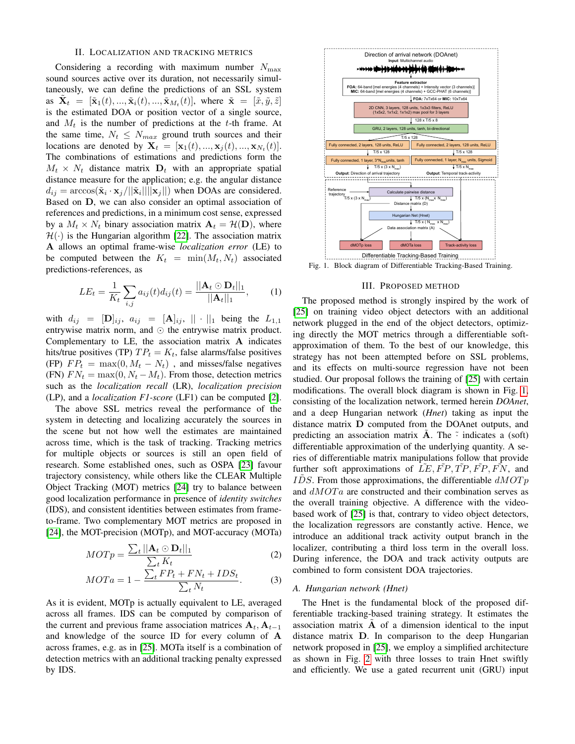## II. Localization and Tracking Metrics

Considering a recording with maximum number $N_{\max}$ sound sources active over its duration, not necessarily simultaneously, we can define the predictions of an SSL system as $\tilde{\mathbf{X}}_t = [\tilde{\mathbf{x}}_1(t), ..., \tilde{\mathbf{x}}_i(t), ..., \tilde{\mathbf{x}}_{M_t}(t)]$, where $\tilde{\mathbf{x}} = [\tilde{x}, \tilde{y}, \tilde{z}]$ is the estimated DOA or position vector of a single source, and $M_t$ is the number of predictions at the $t$-th frame. At the same time, $N_t \leq N_{max}$ ground truth sources and their locations are denoted by $\mathbf{X}_t = [\mathbf{x}_1(t), ..., \mathbf{x}_j(t), ..., \mathbf{x}_{N_t}(t)]$. The combinations of estimations and predictions form the $M_t \times N_t$ distance matrix $\mathbf{D}_t$ with an appropriate spatial distance measure for the application; e.g. the angular distance $d_{ij} = \arccos(\tilde{\mathbf{x}}_i \cdot \mathbf{x}_j / ||\tilde{\mathbf{x}}_i|| ||\mathbf{x}_j||)$ when DOAs are considered. Based on $\mathbf{D}$, we can also consider an optimal association of references and predictions, in a minimum cost sense, expressed by a $M_t \times N_t$ binary association matrix $\mathbf{A}_t = \mathcal{H}(\mathbf{D})$, where $\mathcal{H}(\cdot)$ is the Hungarian algorithm [22]. The association matrix $\mathbf{A}$ allows an optimal frame-wise *localization error* (LE) to be computed between the $K_t = \min(M_t, N_t)$ associated predictions-references, as

$$LE_t = \frac{1}{K_t} \sum_{i,j} a_{ij}(t) d_{ij}(t) = \frac{||\mathbf{A}_t \odot \mathbf{D}_t||_1}{||\mathbf{A}_t||_1}, \qquad (1)$$

with $d_{ij} = [\mathbf{D}]_{ij}$, $a_{ij} = [\mathbf{A}]_{ij}$, $||\cdot||_1$ being the $L_{1,1}$ entrywise matrix norm, and $\odot$ the entrywise matrix product. Complementary to LE, the association matrix $\mathbf{A}$ indicates hits/true positives (TP) $TP_t = K_t$, false alarms/false positives (FP) $FP_t = \max(0, M_t - N_t)$ , and misses/false negatives (FN) $FN_t = \max(0, N_t - M_t)$. From those, detection metrics such as the *localization recall* (LR), *localization precision* (LP), and a *localization F1-score* (LF1) can be computed [2].

The above SSL metrics reveal the performance of the system in detecting and localizing accurately the sources in the scene but not how well the estimates are maintained across time, which is the task of tracking. Tracking metrics for multiple objects or sources is still an open field of research. Some established ones, such as OSPA [23] favour trajectory consistency, while others like the CLEAR Multiple Object Tracking (MOT) metrics [24] try to balance between good localization performance in presence of *identity switches* (IDS), and consistent identities between estimates from frame-to-frame. Two complementary MOT metrics are proposed in [24], the MOT-precision (MOTp), and MOT-accuracy (MOTa)

$$MOTp = \frac{\sum_t ||\mathbf{A}_t \odot \mathbf{D}_t||_1}{\sum_t K_t} \qquad (2)$$

$$MOTa = 1 - \frac{\sum_t FP_t + FN_t + IDS_t}{\sum_t N_t}. \qquad (3)$$

As it is evident, MOTp is actually equivalent to LE, averaged across all frames. IDS can be computed by comparison of the current and previous frame association matrices $\mathbf{A}_t, \mathbf{A}_{t-1}$ and knowledge of the source ID for every column of $\mathbf{A}$ across frames, e.g. as in [25]. MOTa itself is a combination of detection metrics with an additional tracking penalty expressed by IDS.

Fig. 1. Block diagram of Differentiable Tracking-Based Training.

## III. Proposed Method

The proposed method is strongly inspired by the work of [25] on training video object detectors with an additional network plugged in the end of the object detectors, optimizing directly the MOT metrics through a differentiable soft-approximation of them. To the best of our knowledge, this strategy has not been attempted before on SSL problems, and its effects on multi-source regression have not been studied. Our proposal follows the training of [25] with certain modifications. The overall block diagram is shown in Fig. 1, consisting of the localization network, termed herein *DOAnet*, and a deep Hungarian network (*Hnet*) taking as input the distance matrix $\mathbf{D}$ computed from the DOAnet outputs, and predicting an association matrix $\tilde{\mathbf{A}}$. The $\tilde{\cdot}$ indicates a (soft) differentiable approximation of the underlying quantity. A series of differentiable matrix manipulations follow that provide further soft approximations of $\tilde{LE}, \tilde{FP}, \tilde{TP}, \tilde{FP}, \tilde{FN}$, and $\tilde{IDS}$. From those approximations, the differentiable $dMOTp$ and $dMOTa$ are constructed and their combination serves as the overall training objective. A difference with the video-based work of [25] is that, contrary to video object detectors, the localization regressors are constantly active. Hence, we introduce an additional track activity output branch in the localizer, contributing a third loss term in the overall loss. During inference, the DOA and track activity outputs are combined to form consistent DOA trajectories.

### A. Hungarian network (Hnet)

The Hnet is the fundamental block of the proposed differentiable tracking-based training strategy. It estimates the association matrix $\tilde{\mathbf{A}}$ of a dimension identical to the input distance matrix $\mathbf{D}$. In comparison to the deep Hungarian network proposed in [25], we employ a simplified architecture as shown in Fig. 2 with three losses to train Hnet swiftly and efficiently. We use a gated recurrent unit (GRU) input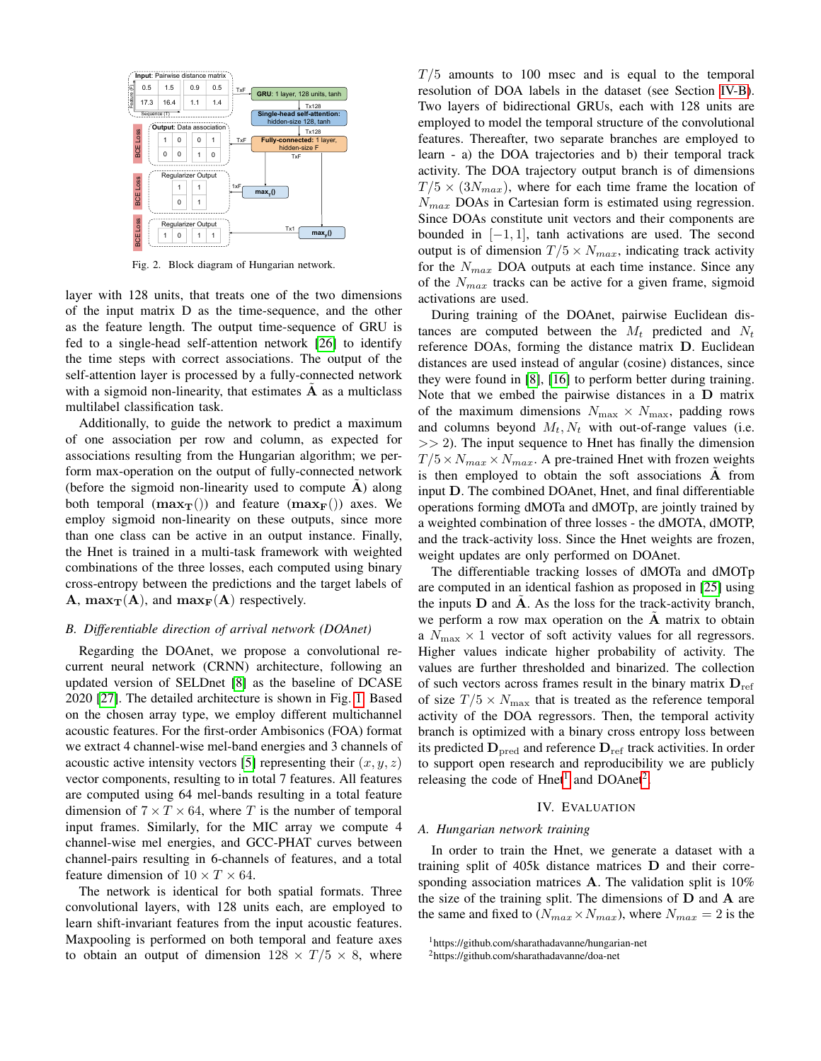Fig. 2. Block diagram of Hungarian network.

layer with 128 units, that treats one of the two dimensions of the input matrix D as the time-sequence, and the other as the feature length. The output time-sequence of GRU is fed to a single-head self-attention network [26] to identify the time steps with correct associations. The output of the self-attention layer is processed by a fully-connected network with a sigmoid non-linearity, that estimates $\tilde{\mathbf{A}}$ as a multiclass multilabel classification task.

Additionally, to guide the network to predict a maximum of one association per row and column, as expected for associations resulting from the Hungarian algorithm; we perform max-operation on the output of fully-connected network (before the sigmoid non-linearity used to compute $\tilde{\mathbf{A}}$) along both temporal ($\mathbf{max_T}()$) and feature ($\mathbf{max_F}()$) axes. We employ sigmoid non-linearity on these outputs, since more than one class can be active in an output instance. Finally, the Hnet is trained in a multi-task framework with weighted combinations of the three losses, each computed using binary cross-entropy between the predictions and the target labels of $\mathbf{A}$, $\mathbf{max_T}(\mathbf{A})$, and $\mathbf{max_F}(\mathbf{A})$ respectively.

### *B. Differentiable direction of arrival network (DOAnet)*

Regarding the DOAnet, we propose a convolutional recurrent neural network (CRNN) architecture, following an updated version of SELDnet [8] as the baseline of DCASE 2020 [27]. The detailed architecture is shown in Fig. 1. Based on the chosen array type, we employ different multichannel acoustic features. For the first-order Ambisonics (FOA) format we extract 4 channel-wise mel-band energies and 3 channels of acoustic active intensity vectors [5] representing their $(x, y, z)$ vector components, resulting to in total 7 features. All features are computed using 64 mel-bands resulting in a total feature dimension of $7 \times T \times 64$, where $T$ is the number of temporal input frames. Similarly, for the MIC array we compute 4 channel-wise mel energies, and GCC-PHAT curves between channel-pairs resulting in 6-channels of features, and a total feature dimension of $10 \times T \times 64$.

The network is identical for both spatial formats. Three convolutional layers, with 128 units each, are employed to learn shift-invariant features from the input acoustic features. Maxpooling is performed on both temporal and feature axes to obtain an output of dimension $128 \times T/5 \times 8$, where $T/5$ amounts to 100 msec and is equal to the temporal resolution of DOA labels in the dataset (see Section IV-B). Two layers of bidirectional GRUs, each with 128 units are employed to model the temporal structure of the convolutional features. Thereafter, two separate branches are employed to learn - a) the DOA trajectories and b) their temporal track activity. The DOA trajectory output branch is of dimensions $T/5 \times (3N_{max})$, where for each time frame the location of $N_{max}$ DOAs in Cartesian form is estimated using regression. Since DOAs constitute unit vectors and their components are bounded in $[-1, 1]$, tanh activations are used. The second output is of dimension $T/5 \times N_{max}$, indicating track activity for the $N_{max}$ DOA outputs at each time instance. Since any of the $N_{max}$ tracks can be active for a given frame, sigmoid activations are used.

During training of the DOAnet, pairwise Euclidean distances are computed between the $M_t$ predicted and $N_t$ reference DOAs, forming the distance matrix $\mathbf{D}$. Euclidean distances are used instead of angular (cosine) distances, since they were found in [8], [16] to perform better during training. Note that we embed the pairwise distances in a $\mathbf{D}$ matrix of the maximum dimensions $N_{\max} \times N_{\max}$, padding rows and columns beyond $M_t, N_t$ with out-of-range values (i.e. $>> 2$). The input sequence to Hnet has finally the dimension $T/5 \times N_{max} \times N_{max}$. A pre-trained Hnet with frozen weights is then employed to obtain the soft associations $\tilde{\mathbf{A}}$ from input $\mathbf{D}$. The combined DOAnet, Hnet, and final differentiable operations forming dMOTa and dMOTp, are jointly trained by a weighted combination of three losses - the dMOTA, dMOTP, and the track-activity loss. Since the Hnet weights are frozen, weight updates are only performed on DOAnet.

The differentiable tracking losses of dMOTa and dMOTp are computed in an identical fashion as proposed in [25] using the inputs $\mathbf{D}$ and $\tilde{\mathbf{A}}$. As the loss for the track-activity branch, we perform a row max operation on the $\tilde{\mathbf{A}}$ matrix to obtain a $N_{\max} \times 1$ vector of soft activity values for all regressors. Higher values indicate higher probability of activity. The values are further thresholded and binarized. The collection of such vectors across frames result in the binary matrix $\mathbf{D}_{\text{ref}}$ of size $T/5 \times N_{\max}$ that is treated as the reference temporal activity of the DOA regressors. Then, the temporal activity branch is optimized with a binary cross entropy loss between its predicted $\mathbf{D}_{\text{pred}}$ and reference $\mathbf{D}_{\text{ref}}$ track activities. In order to support open research and reproducibility we are publicly releasing the code of Hnet[1] and DOAnet[2].

## IV. Evaluation

### *A. Hungarian network training*

In order to train the Hnet, we generate a dataset with a training split of 405k distance matrices $\mathbf{D}$ and their corresponding association matrices $\mathbf{A}$. The validation split is 10% the size of the training split. The dimensions of $\mathbf{D}$ and $\mathbf{A}$ are the same and fixed to $(N_{max} \times N_{max})$, where $N_{max} = 2$ is the

[1] https://github.com/sharathadavanne/hungarian-net
[2] https://github.com/sharathadavanne/doa-net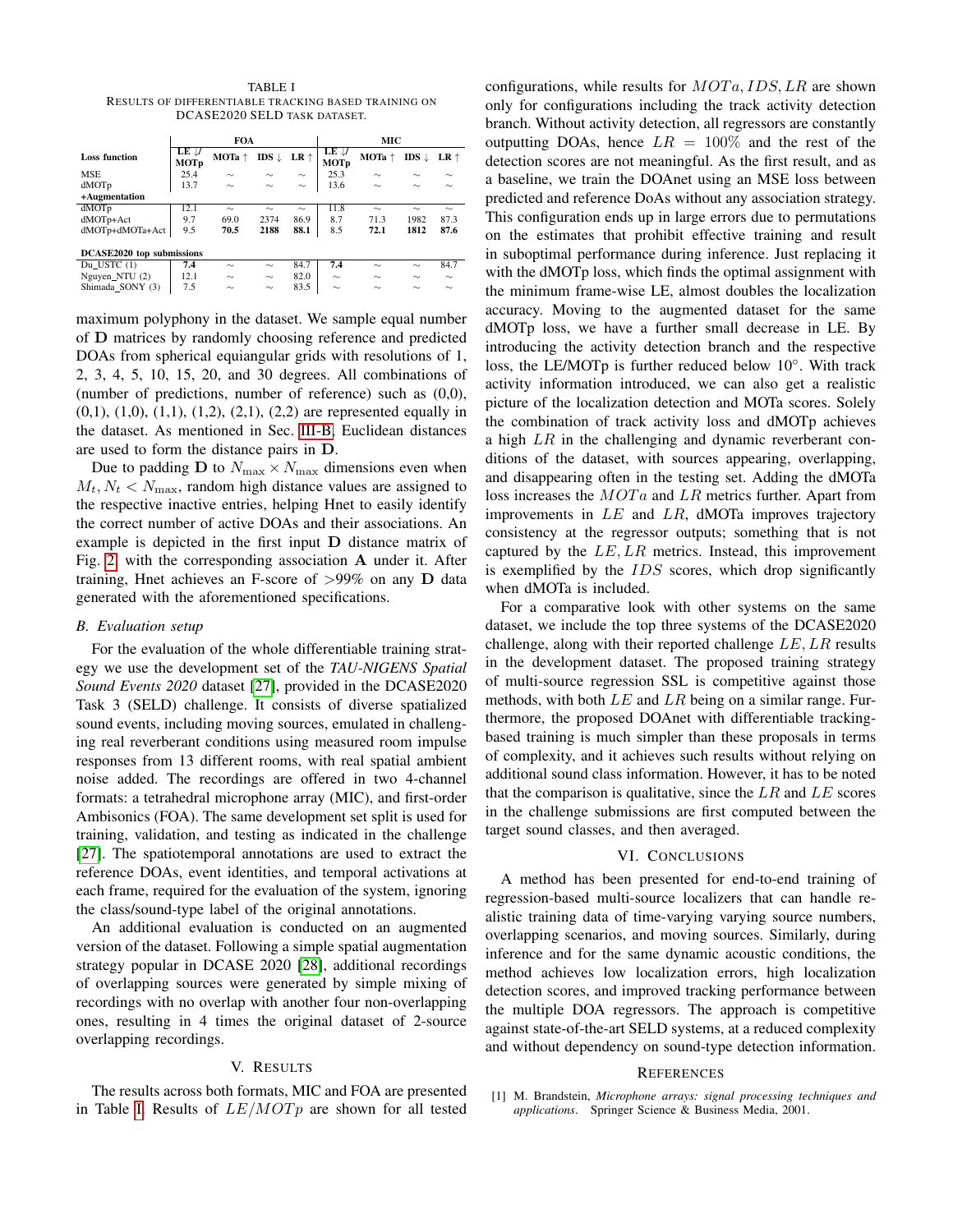TABLE I
RESULTS OF DIFFERENTIABLE TRACKING BASED TRAINING ON DCASE2020 SELD TASK DATASET.

| Loss function | FOA | | | | MIC | | | |
|---|---|---|---|---|---|---|---|---|
| | LE ↓/ MOTp | MOTa ↑ | IDS ↓ | LR ↑ | LE ↓/ MOTp | MOTa ↑ | IDS ↓ | LR ↑ |
| MSE | 25.4 | ~ | ~ | ~ | 25.3 | ~ | ~ | ~ |
| dMOTp | 13.7 | ~ | ~ | ~ | 13.6 | ~ | ~ | ~ |
| **+Augmentation** | | | | | | | | |
| dMOTp | 12.1 | ~ | ~ | ~ | 11.8 | ~ | ~ | ~ |
| dMOTp+Act | 9.7 | 69.0 | 2374 | 86.9 | 8.7 | 71.3 | 1982 | 87.3 |
| dMOTp+dMOTa+Act | 9.5 | **70.5** | **2188** | **88.1** | 8.5 | **72.1** | **1812** | **87.6** |
| **DCASE2020 top submissions** | | | | | | | | |
| Du_USTC (1) | **7.4** | ~ | ~ | 84.7 | **7.4** | ~ | ~ | 84.7 |
| Nguyen_NTU (2) | 12.1 | ~ | ~ | 82.0 | ~ | ~ | ~ | ~ |
| Shimada_SONY (3) | 7.5 | ~ | ~ | 83.5 | ~ | ~ | ~ | ~ |

maximum polyphony in the dataset. We sample equal number of $\mathbf{D}$ matrices by randomly choosing reference and predicted DOAs from spherical equiangular grids with resolutions of 1, 2, 3, 4, 5, 10, 15, 20, and 30 degrees. All combinations of (number of predictions, number of reference) such as (0,0), (0,1), (1,0), (1,1), (1,2), (2,1), (2,2) are represented equally in the dataset. As mentioned in Sec. III-B, Euclidean distances are used to form the distance pairs in $\mathbf{D}$.

Due to padding $\mathbf{D}$ to $N_{\max} \times N_{\max}$ dimensions even when $M_t, N_t < N_{\max}$, random high distance values are assigned to the respective inactive entries, helping Hnet to easily identify the correct number of active DOAs and their associations. An example is depicted in the first input $\mathbf{D}$ distance matrix of Fig. 2, with the corresponding association $\mathbf{A}$ under it. After training, Hnet achieves an F-score of >99% on any $\mathbf{D}$ data generated with the aforementioned specifications.

### B. Evaluation setup

For the evaluation of the whole differentiable training strategy we use the development set of the *TAU-NIGENS Spatial Sound Events 2020* dataset [27], provided in the DCASE2020 Task 3 (SELD) challenge. It consists of diverse spatialized sound events, including moving sources, emulated in challenging real reverberant conditions using measured room impulse responses from 13 different rooms, with real spatial ambient noise added. The recordings are offered in two 4-channel formats: a tetrahedral microphone array (MIC), and first-order Ambisonics (FOA). The same development set split is used for training, validation, and testing as indicated in the challenge [27]. The spatiotemporal annotations are used to extract the reference DOAs, event identities, and temporal activations at each frame, required for the evaluation of the system, ignoring the class/sound-type label of the original annotations.

An additional evaluation is conducted on an augmented version of the dataset. Following a simple spatial augmentation strategy popular in DCASE 2020 [28], additional recordings of overlapping sources were generated by simple mixing of recordings with no overlap with another four non-overlapping ones, resulting in 4 times the original dataset of 2-source overlapping recordings.

## V. Results

The results across both formats, MIC and FOA are presented in Table I. Results of $LE/MOTp$ are shown for all tested configurations, while results for $MOTa, IDS, LR$ are shown only for configurations including the track activity detection branch. Without activity detection, all regressors are constantly outputting DOAs, hence $LR = 100\%$ and the rest of the detection scores are not meaningful. As the first result, and as a baseline, we train the DOAnet using an MSE loss between predicted and reference DoAs without any association strategy. This configuration ends up in large errors due to permutations on the estimates that prohibit effective training and result in suboptimal performance during inference. Just replacing it with the dMOTp loss, which finds the optimal assignment with the minimum frame-wise LE, almost doubles the localization accuracy. Moving to the augmented dataset for the same dMOTp loss, we have a further small decrease in LE. By introducing the activity detection branch and the respective loss, the LE/MOTp is further reduced below 10°. With track activity information introduced, we can also get a realistic picture of the localization detection and MOTa scores. Solely the combination of track activity loss and dMOTp achieves a high $LR$ in the challenging and dynamic reverberant conditions of the dataset, with sources appearing, overlapping, and disappearing often in the testing set. Adding the dMOTa loss increases the $MOTa$ and $LR$ metrics further. Apart from improvements in $LE$ and $LR$, dMOTa improves trajectory consistency at the regressor outputs; something that is not captured by the $LE, LR$ metrics. Instead, this improvement is exemplified by the $IDS$ scores, which drop significantly when dMOTa is included.

For a comparative look with other systems on the same dataset, we include the top three systems of the DCASE2020 challenge, along with their reported challenge $LE, LR$ results in the development dataset. The proposed training strategy of multi-source regression SSL is competitive against those methods, with both $LE$ and $LR$ being on a similar range. Furthermore, the proposed DOAnet with differentiable tracking-based training is much simpler than these proposals in terms of complexity, and it achieves such results without relying on additional sound class information. However, it has to be noted that the comparison is qualitative, since the $LR$ and $LE$ scores in the challenge submissions are first computed between the target sound classes, and then averaged.

## VI. Conclusions

A method has been presented for end-to-end training of regression-based multi-source localizers that can handle realistic training data of time-varying varying source numbers, overlapping scenarios, and moving sources. Similarly, during inference and for the same dynamic acoustic conditions, the method achieves low localization errors, high localization detection scores, and improved tracking performance between the multiple DOA regressors. The approach is competitive against state-of-the-art SELD systems, at a reduced complexity and without dependency on sound-type detection information.

## References

[1] M. Brandstein, *Microphone arrays: signal processing techniques and applications*. Springer Science & Business Media, 2001.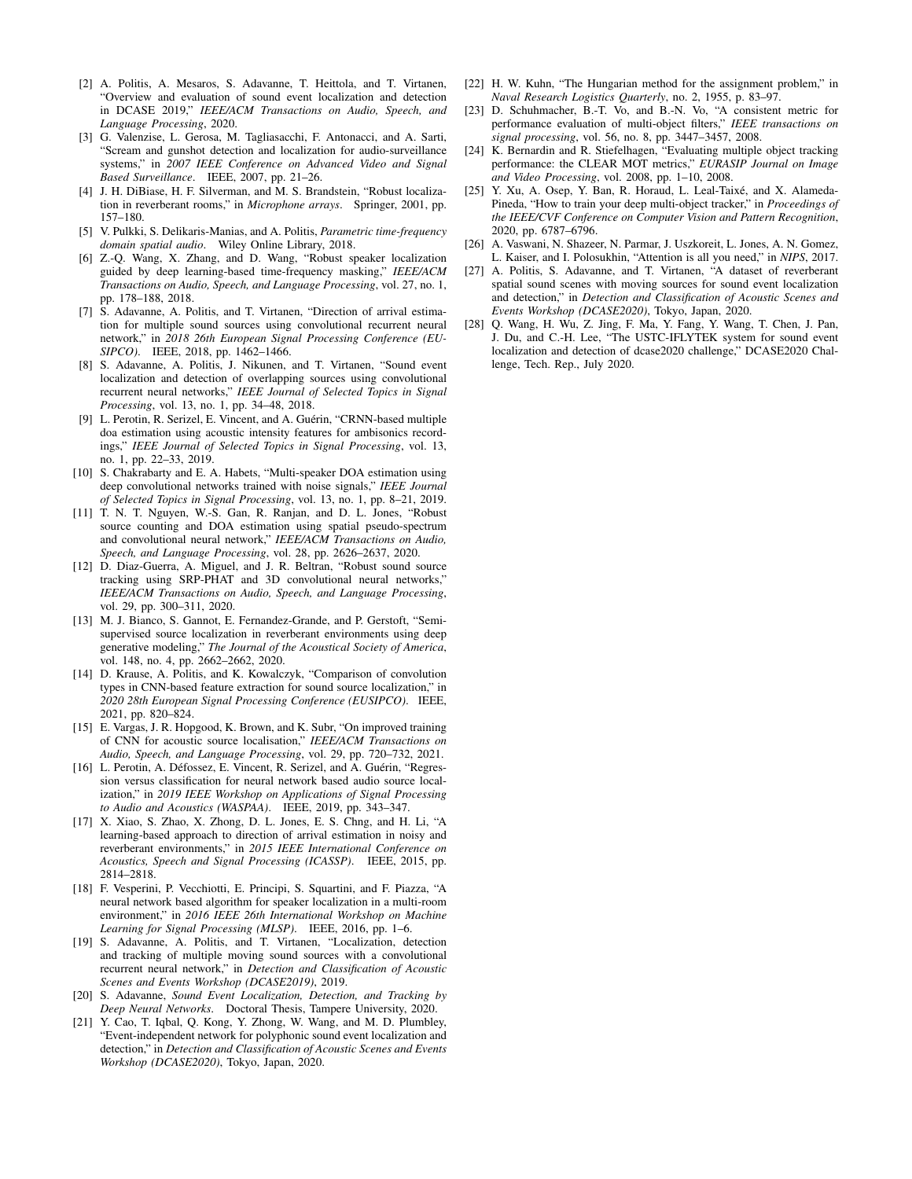[2] A. Politis, A. Mesaros, S. Adavanne, T. Heittola, and T. Virtanen, "Overview and evaluation of sound event localization and detection in DCASE 2019," *IEEE/ACM Transactions on Audio, Speech, and Language Processing*, 2020.

[3] G. Valenzise, L. Gerosa, M. Tagliasacchi, F. Antonacci, and A. Sarti, "Scream and gunshot detection and localization for audio-surveillance systems," in *2007 IEEE Conference on Advanced Video and Signal Based Surveillance*. IEEE, 2007, pp. 21–26.

[4] J. H. DiBiase, H. F. Silverman, and M. S. Brandstein, "Robust localization in reverberant rooms," in *Microphone arrays*. Springer, 2001, pp. 157–180.

[5] V. Pulkki, S. Delikaris-Manias, and A. Politis, *Parametric time-frequency domain spatial audio*. Wiley Online Library, 2018.

[6] Z.-Q. Wang, X. Zhang, and D. Wang, "Robust speaker localization guided by deep learning-based time-frequency masking," *IEEE/ACM Transactions on Audio, Speech, and Language Processing*, vol. 27, no. 1, pp. 178–188, 2018.

[7] S. Adavanne, A. Politis, and T. Virtanen, "Direction of arrival estimation for multiple sound sources using convolutional recurrent neural network," in *2018 26th European Signal Processing Conference (EUSIPCO)*. IEEE, 2018, pp. 1462–1466.

[8] S. Adavanne, A. Politis, J. Nikunen, and T. Virtanen, "Sound event localization and detection of overlapping sources using convolutional recurrent neural networks," *IEEE Journal of Selected Topics in Signal Processing*, vol. 13, no. 1, pp. 34–48, 2018.

[9] L. Perotin, R. Serizel, E. Vincent, and A. Guérin, "CRNN-based multiple doa estimation using acoustic intensity features for ambisonics recordings," *IEEE Journal of Selected Topics in Signal Processing*, vol. 13, no. 1, pp. 22–33, 2019.

[10] S. Chakrabarty and E. A. Habets, "Multi-speaker DOA estimation using deep convolutional networks trained with noise signals," *IEEE Journal of Selected Topics in Signal Processing*, vol. 13, no. 1, pp. 8–21, 2019.

[11] T. N. T. Nguyen, W.-S. Gan, R. Ranjan, and D. L. Jones, "Robust source counting and DOA estimation using spatial pseudo-spectrum and convolutional neural network," *IEEE/ACM Transactions on Audio, Speech, and Language Processing*, vol. 28, pp. 2626–2637, 2020.

[12] D. Diaz-Guerra, A. Miguel, and J. R. Beltran, "Robust sound source tracking using SRP-PHAT and 3D convolutional neural networks," *IEEE/ACM Transactions on Audio, Speech, and Language Processing*, vol. 29, pp. 300–311, 2020.

[13] M. J. Bianco, S. Gannot, E. Fernandez-Grande, and P. Gerstoft, "Semi-supervised source localization in reverberant environments using deep generative modeling," *The Journal of the Acoustical Society of America*, vol. 148, no. 4, pp. 2662–2662, 2020.

[14] D. Krause, A. Politis, and K. Kowalczyk, "Comparison of convolution types in CNN-based feature extraction for sound source localization," in *2020 28th European Signal Processing Conference (EUSIPCO)*. IEEE, 2021, pp. 820–824.

[15] E. Vargas, J. R. Hopgood, K. Brown, and K. Subr, "On improved training of CNN for acoustic source localisation," *IEEE/ACM Transactions on Audio, Speech, and Language Processing*, vol. 29, pp. 720–732, 2021.

[16] L. Perotin, A. Défossez, E. Vincent, R. Serizel, and A. Guérin, "Regression versus classification for neural network based audio source localization," in *2019 IEEE Workshop on Applications of Signal Processing to Audio and Acoustics (WASPAA)*. IEEE, 2019, pp. 343–347.

[17] X. Xiao, S. Zhao, X. Zhong, D. L. Jones, E. S. Chng, and H. Li, "A learning-based approach to direction of arrival estimation in noisy and reverberant environments," in *2015 IEEE International Conference on Acoustics, Speech and Signal Processing (ICASSP)*. IEEE, 2015, pp. 2814–2818.

[18] F. Vesperini, P. Vecchiotti, E. Principi, S. Squartini, and F. Piazza, "A neural network based algorithm for speaker localization in a multi-room environment," in *2016 IEEE 26th International Workshop on Machine Learning for Signal Processing (MLSP)*. IEEE, 2016, pp. 1–6.

[19] S. Adavanne, A. Politis, and T. Virtanen, "Localization, detection and tracking of multiple moving sound sources with a convolutional recurrent neural network," in *Detection and Classification of Acoustic Scenes and Events Workshop (DCASE2019)*, 2019.

[20] S. Adavanne, *Sound Event Localization, Detection, and Tracking by Deep Neural Networks*. Doctoral Thesis, Tampere University, 2020.

[21] Y. Cao, T. Iqbal, Q. Kong, Y. Zhong, W. Wang, and M. D. Plumbley, "Event-independent network for polyphonic sound event localization and detection," in *Detection and Classification of Acoustic Scenes and Events Workshop (DCASE2020)*, Tokyo, Japan, 2020.

[22] H. W. Kuhn, "The Hungarian method for the assignment problem," in *Naval Research Logistics Quarterly*, no. 2, 1955, p. 83–97.

[23] D. Schuhmacher, B.-T. Vo, and B.-N. Vo, "A consistent metric for performance evaluation of multi-object filters," *IEEE transactions on signal processing*, vol. 56, no. 8, pp. 3447–3457, 2008.

[24] K. Bernardin and R. Stiefelhagen, "Evaluating multiple object tracking performance: the CLEAR MOT metrics," *EURASIP Journal on Image and Video Processing*, vol. 2008, pp. 1–10, 2008.

[25] Y. Xu, A. Osep, Y. Ban, R. Horaud, L. Leal-Taixé, and X. Alameda-Pineda, "How to train your deep multi-object tracker," in *Proceedings of the IEEE/CVF Conference on Computer Vision and Pattern Recognition*, 2020, pp. 6787–6796.

[26] A. Vaswani, N. Shazeer, N. Parmar, J. Uszkoreit, L. Jones, A. N. Gomez, L. Kaiser, and I. Polosukhin, "Attention is all you need," in *NIPS*, 2017.

[27] A. Politis, S. Adavanne, and T. Virtanen, "A dataset of reverberant spatial sound scenes with moving sources for sound event localization and detection," in *Detection and Classification of Acoustic Scenes and Events Workshop (DCASE2020)*, Tokyo, Japan, 2020.

[28] Q. Wang, H. Wu, Z. Jing, F. Ma, Y. Fang, Y. Wang, T. Chen, J. Pan, J. Du, and C.-H. Lee, "The USTC-IFLYTEK system for sound event localization and detection of dcase2020 challenge," DCASE2020 Challenge, Tech. Rep., July 2020.